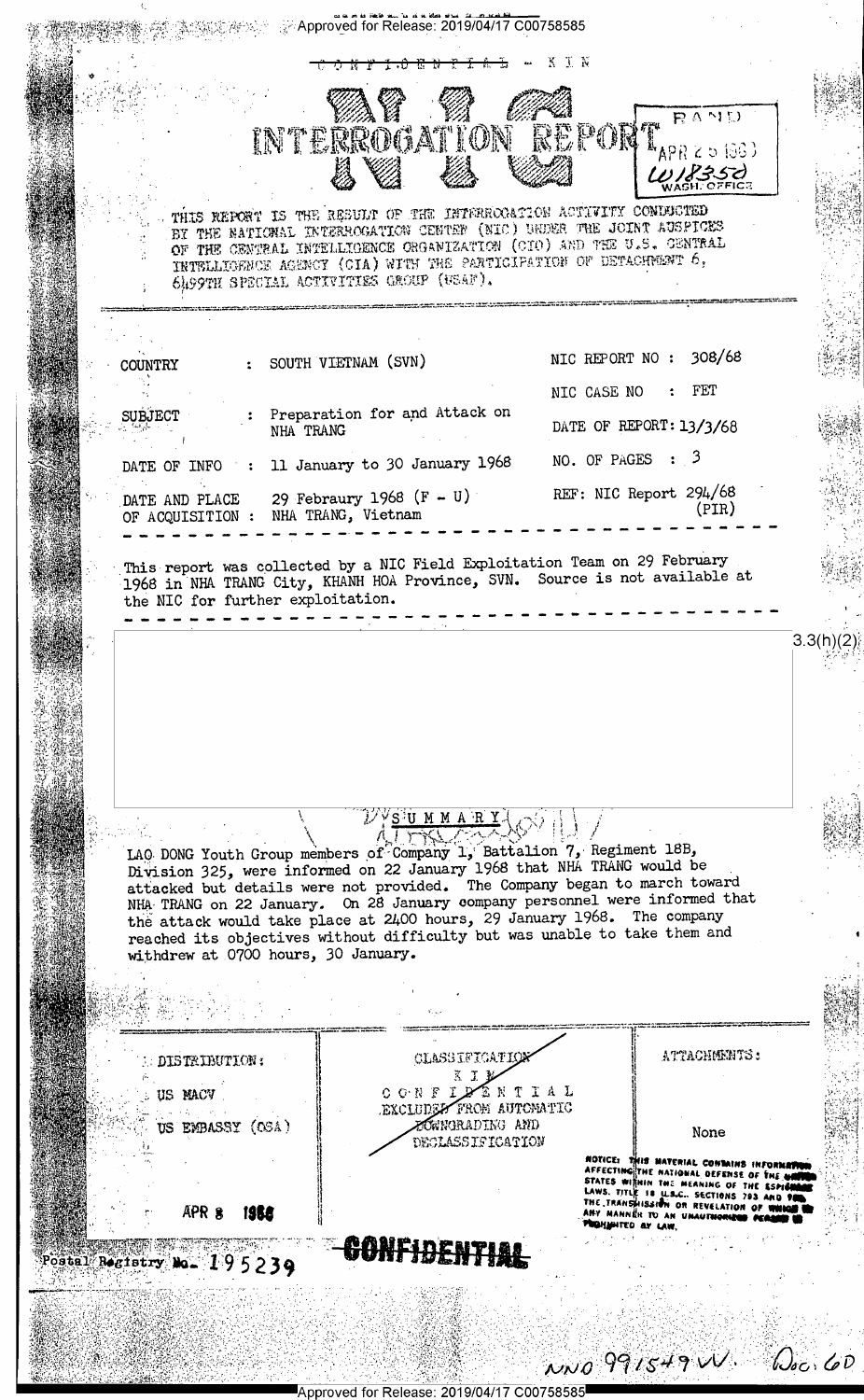Approved for Release: 2019/04/17 C00758585

CONFIDENTIAL - KIN

# NIC INTERROGATION REPORT

RAND
APR 25 1968
W18350
WASH. OFFICE

THIS REPORT IS THE RESULT OF THE INTERROGATION ACTIVITY CONDUCTED BY THE NATIONAL INTERROGATION CENTER (NIC) UNDER THE JOINT AUSPICES OF THE CENTRAL INTELLIGENCE ORGANIZATION (CIO) AND THE U.S. CENTRAL INTELLIGENCE AGENCY (CIA) WITH THE PARTICIPATION OF DETACHMENT 6, 6499TH SPECIAL ACTIVITIES GROUP (USAF).

COUNTRY : SOUTH VIETNAM (SVN)

NIC REPORT NO : 308/68

NIC CASE NO : FET

SUBJECT : Preparation for and Attack on NHA TRANG

DATE OF REPORT: 13/3/68

DATE OF INFO : 11 January to 30 January 1968

NO. OF PAGES : 3

DATE AND PLACE OF ACQUISITION : 29 Febraury 1968 (F - U) NHA TRANG, Vietnam

REF: NIC Report 294/68 (PIR)

This report was collected by a NIC Field Exploitation Team on 29 February 1968 in NHA TRANG City, KHANH HOA Province, SVN. Source is not available at the NIC for further exploitation.

3.3(h)(2)

## SUMMARY

LAO DONG Youth Group members of Company 1, Battalion 7, Regiment 18B, Division 325, were informed on 22 January 1968 that NHA TRANG would be attacked but details were not provided. The Company began to march toward NHA TRANG on 22 January. On 28 January company personnel were informed that the attack would take place at 2400 hours, 29 January 1968. The company reached its objectives without difficulty but was unable to take them and withdrew at 0700 hours, 30 January.

| DISTRIBUTION: | CLASSIFICATION | ATTACHMENTS: |
|---|---|---|
| US MACV<br>US EMBASSY (OSA)<br>APR 8 1968 | KIN<br>CONFIDENTIAL<br>EXCLUDED FROM AUTOMATIC DOWNGRADING AND DECLASSIFICATION | None |

NOTICE: THIS MATERIAL CONTAINS INFORMATION AFFECTING THE NATIONAL DEFENSE OF THE UNITED STATES WITHIN THE MEANING OF THE ESPIONAGE LAWS, TITLE 18 U.S.C., SECTIONS 793 AND 794, THE TRANSMISSION OR REVELATION OF WHICH IN ANY MANNER TO AN UNAUTHORIZED PERSON IS PROHIBITED BY LAW.

Postal Registry No. 195239

CONFIDENTIAL

NND 991549 W. Doc. 6D

Approved for Release: 2019/04/17 C00758585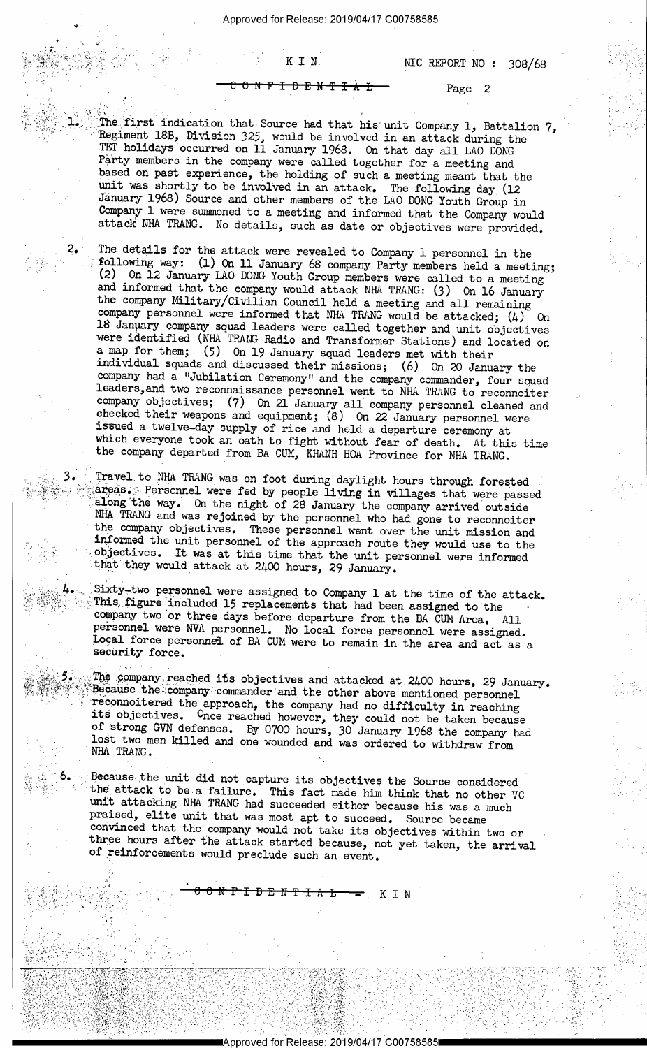1. The first indication that Source had that his unit Company 1, Battalion 7, Regiment 18B, Division 325, would be involved in an attack during the TET holidays occurred on 11 January 1968. On that day all LAO DONG Party members in the company were called together for a meeting and based on past experience, the holding of such a meeting meant that the unit was shortly to be involved in an attack. The following day (12 January 1968) Source and other members of the LAO DONG Youth Group in Company 1 were summoned to a meeting and informed that the Company would attack NHA TRANG. No details, such as date or objectives were provided.

2. The details for the attack were revealed to Company 1 personnel in the following way: (1) On 11 January 68 company Party members held a meeting; (2) On 12 January LAO DONG Youth Group members were called to a meeting and informed that the company would attack NHA TRANG: (3) On 16 January the company Military/Civilian Council held a meeting and all remaining company personnel were informed that NHA TRANG would be attacked; (4) On 18 January company squad leaders were called together and unit objectives were identified (NHA TRANG Radio and Transformer Stations) and located on a map for them; (5) On 19 January squad leaders met with their individual squads and discussed their missions; (6) On 20 January the company had a "Jubilation Ceremony" and the company commander, four squad leaders, and two reconnaissance personnel went to NHA TRANG to reconnoiter company objectives; (7) On 21 January all company personnel cleaned and checked their weapons and equipment; (8) On 22 January personnel were issued a twelve-day supply of rice and held a departure ceremony at which everyone took an oath to fight without fear of death. At this time the company departed from BA CUM, KHANH HOA Province for NHA TRANG.

3. Travel to NHA TRANG was on foot during daylight hours through forested areas. Personnel were fed by people living in villages that were passed along the way. On the night of 28 January the company arrived outside NHA TRANG and was rejoined by the personnel who had gone to reconnoiter the company objectives. These personnel went over the unit mission and informed the unit personnel of the approach route they would use to the objectives. It was at this time that the unit personnel were informed that they would attack at 2400 hours, 29 January.

4. Sixty-two personnel were assigned to Company 1 at the time of the attack. This figure included 15 replacements that had been assigned to the company two or three days before departure from the BA CUM Area. All personnel were NVA personnel. No local force personnel were assigned. Local force personnel of BA CUM were to remain in the area and act as a security force.

5. The company reached its objectives and attacked at 2400 hours, 29 January. Because the company commander and the other above mentioned personnel reconnoitered the approach, the company had no difficulty in reaching its objectives. Once reached however, they could not be taken because of strong GVN defenses. By 0700 hours, 30 January 1968 the company had lost two men killed and one wounded and was ordered to withdraw from NHA TRANG.

6. Because the unit did not capture its objectives the Source considered the attack to be a failure. This fact made him think that no other VC unit attacking NHA TRANG had succeeded either because his was a much praised, elite unit that was most apt to succeed. Source became convinced that the company would not take its objectives within two or three hours after the attack started because, not yet taken, the arrival of reinforcements would preclude such an event.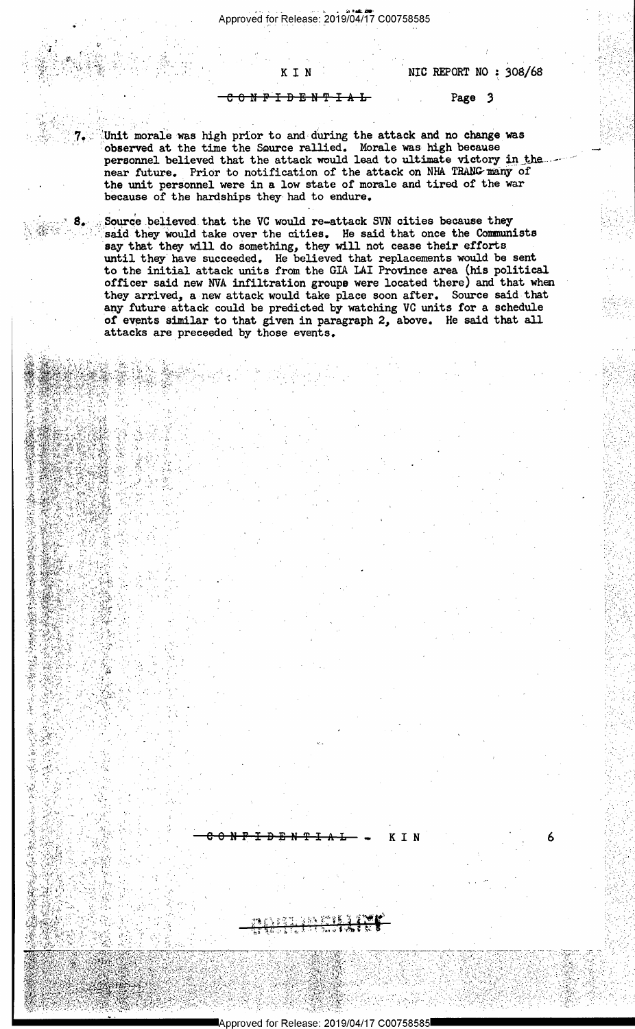7. Unit morale was high prior to and during the attack and no change was observed at the time the Source rallied. Morale was high because personnel believed that the attack would lead to ultimate victory in the near future. Prior to notification of the attack on NHA TRANG many of the unit personnel were in a low state of morale and tired of the war because of the hardships they had to endure.

8. Source believed that the VC would re-attack SVN cities because they said they would take over the cities. He said that once the Communists say that they will do something, they will not cease their efforts until they have succeeded. He believed that replacements would be sent to the initial attack units from the GIA LAI Province area (his political officer said new NVA infiltration groups were located there) and that when they arrived, a new attack would take place soon after. Source said that any future attack could be predicted by watching VC units for a schedule of events similar to that given in paragraph 2, above. He said that all attacks are preceeded by those events.